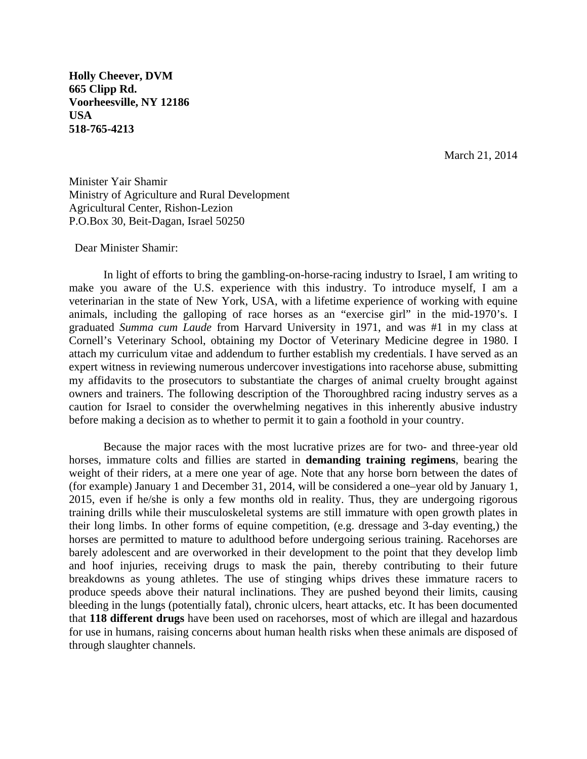**Holly Cheever, DVM**
**665 Clipp Rd.**
**Voorheesville, NY 12186**
**USA**
**518-765-4213**

March 21, 2014

Minister Yair Shamir
Ministry of Agriculture and Rural Development
Agricultural Center, Rishon-Lezion
P.O.Box 30, Beit-Dagan, Israel 50250

Dear Minister Shamir:

In light of efforts to bring the gambling-on-horse-racing industry to Israel, I am writing to make you aware of the U.S. experience with this industry. To introduce myself, I am a veterinarian in the state of New York, USA, with a lifetime experience of working with equine animals, including the galloping of race horses as an "exercise girl" in the mid-1970's. I graduated *Summa cum Laude* from Harvard University in 1971, and was #1 in my class at Cornell's Veterinary School, obtaining my Doctor of Veterinary Medicine degree in 1980. I attach my curriculum vitae and addendum to further establish my credentials. I have served as an expert witness in reviewing numerous undercover investigations into racehorse abuse, submitting my affidavits to the prosecutors to substantiate the charges of animal cruelty brought against owners and trainers. The following description of the Thoroughbred racing industry serves as a caution for Israel to consider the overwhelming negatives in this inherently abusive industry before making a decision as to whether to permit it to gain a foothold in your country.

Because the major races with the most lucrative prizes are for two- and three-year old horses, immature colts and fillies are started in **demanding training regimens**, bearing the weight of their riders, at a mere one year of age. Note that any horse born between the dates of (for example) January 1 and December 31, 2014, will be considered a one–year old by January 1, 2015, even if he/she is only a few months old in reality. Thus, they are undergoing rigorous training drills while their musculoskeletal systems are still immature with open growth plates in their long limbs. In other forms of equine competition, (e.g. dressage and 3-day eventing,) the horses are permitted to mature to adulthood before undergoing serious training. Racehorses are barely adolescent and are overworked in their development to the point that they develop limb and hoof injuries, receiving drugs to mask the pain, thereby contributing to their future breakdowns as young athletes. The use of stinging whips drives these immature racers to produce speeds above their natural inclinations. They are pushed beyond their limits, causing bleeding in the lungs (potentially fatal), chronic ulcers, heart attacks, etc. It has been documented that **118 different drugs** have been used on racehorses, most of which are illegal and hazardous for use in humans, raising concerns about human health risks when these animals are disposed of through slaughter channels.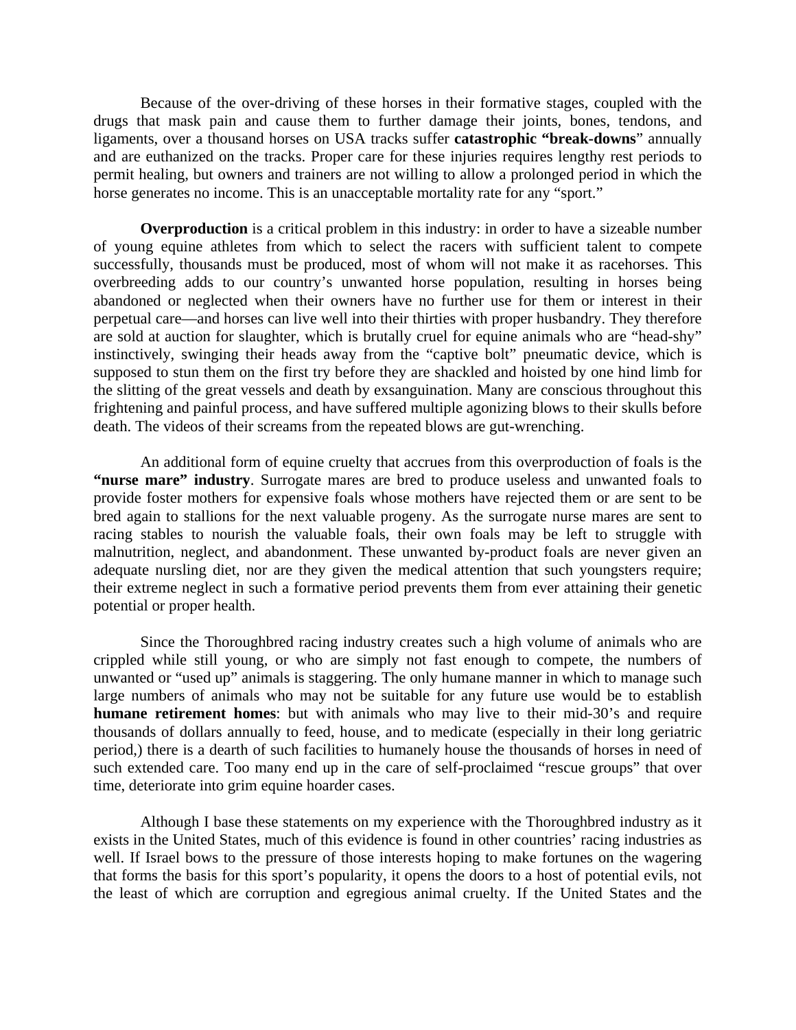Because of the over-driving of these horses in their formative stages, coupled with the drugs that mask pain and cause them to further damage their joints, bones, tendons, and ligaments, over a thousand horses on USA tracks suffer **catastrophic "break-downs**" annually and are euthanized on the tracks. Proper care for these injuries requires lengthy rest periods to permit healing, but owners and trainers are not willing to allow a prolonged period in which the horse generates no income. This is an unacceptable mortality rate for any "sport."

**Overproduction** is a critical problem in this industry: in order to have a sizeable number of young equine athletes from which to select the racers with sufficient talent to compete successfully, thousands must be produced, most of whom will not make it as racehorses. This overbreeding adds to our country's unwanted horse population, resulting in horses being abandoned or neglected when their owners have no further use for them or interest in their perpetual care—and horses can live well into their thirties with proper husbandry. They therefore are sold at auction for slaughter, which is brutally cruel for equine animals who are "head-shy" instinctively, swinging their heads away from the "captive bolt" pneumatic device, which is supposed to stun them on the first try before they are shackled and hoisted by one hind limb for the slitting of the great vessels and death by exsanguination. Many are conscious throughout this frightening and painful process, and have suffered multiple agonizing blows to their skulls before death. The videos of their screams from the repeated blows are gut-wrenching.

An additional form of equine cruelty that accrues from this overproduction of foals is the **"nurse mare" industry**. Surrogate mares are bred to produce useless and unwanted foals to provide foster mothers for expensive foals whose mothers have rejected them or are sent to be bred again to stallions for the next valuable progeny. As the surrogate nurse mares are sent to racing stables to nourish the valuable foals, their own foals may be left to struggle with malnutrition, neglect, and abandonment. These unwanted by-product foals are never given an adequate nursling diet, nor are they given the medical attention that such youngsters require; their extreme neglect in such a formative period prevents them from ever attaining their genetic potential or proper health.

Since the Thoroughbred racing industry creates such a high volume of animals who are crippled while still young, or who are simply not fast enough to compete, the numbers of unwanted or "used up" animals is staggering. The only humane manner in which to manage such large numbers of animals who may not be suitable for any future use would be to establish **humane retirement homes**: but with animals who may live to their mid-30's and require thousands of dollars annually to feed, house, and to medicate (especially in their long geriatric period,) there is a dearth of such facilities to humanely house the thousands of horses in need of such extended care. Too many end up in the care of self-proclaimed "rescue groups" that over time, deteriorate into grim equine hoarder cases.

Although I base these statements on my experience with the Thoroughbred industry as it exists in the United States, much of this evidence is found in other countries' racing industries as well. If Israel bows to the pressure of those interests hoping to make fortunes on the wagering that forms the basis for this sport's popularity, it opens the doors to a host of potential evils, not the least of which are corruption and egregious animal cruelty. If the United States and the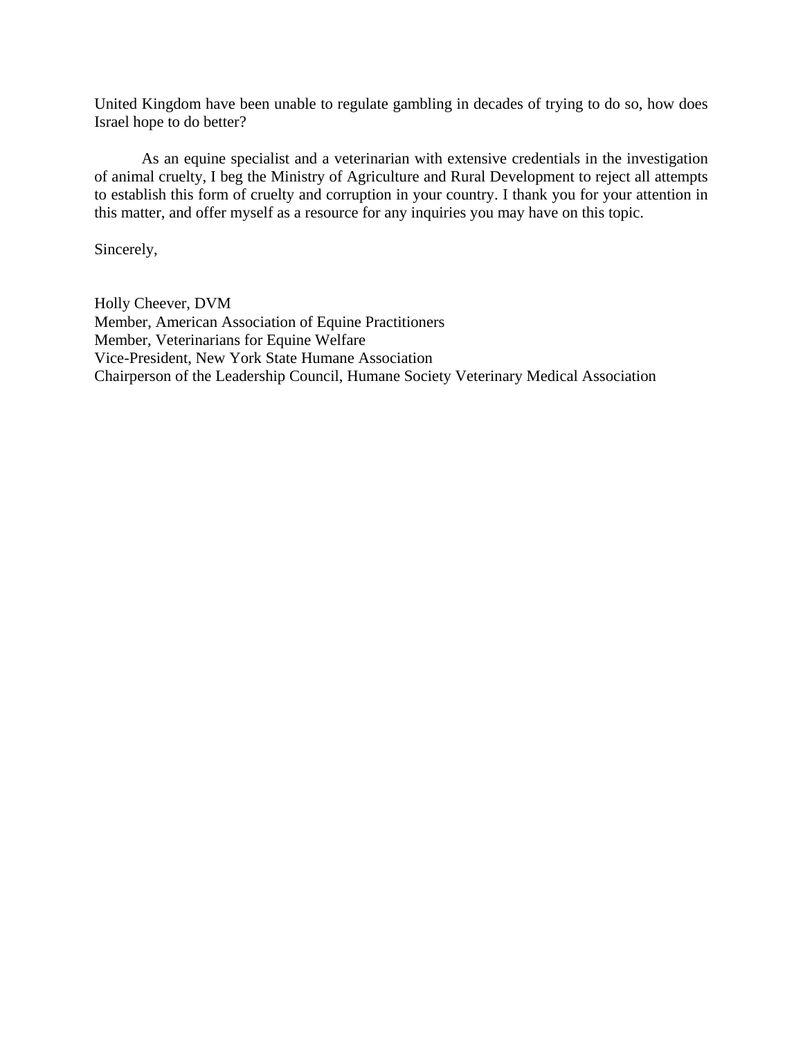United Kingdom have been unable to regulate gambling in decades of trying to do so, how does Israel hope to do better?

As an equine specialist and a veterinarian with extensive credentials in the investigation of animal cruelty, I beg the Ministry of Agriculture and Rural Development to reject all attempts to establish this form of cruelty and corruption in your country. I thank you for your attention in this matter, and offer myself as a resource for any inquiries you may have on this topic.

Sincerely,

Holly Cheever, DVM  
Member, American Association of Equine Practitioners  
Member, Veterinarians for Equine Welfare  
Vice-President, New York State Humane Association  
Chairperson of the Leadership Council, Humane Society Veterinary Medical Association